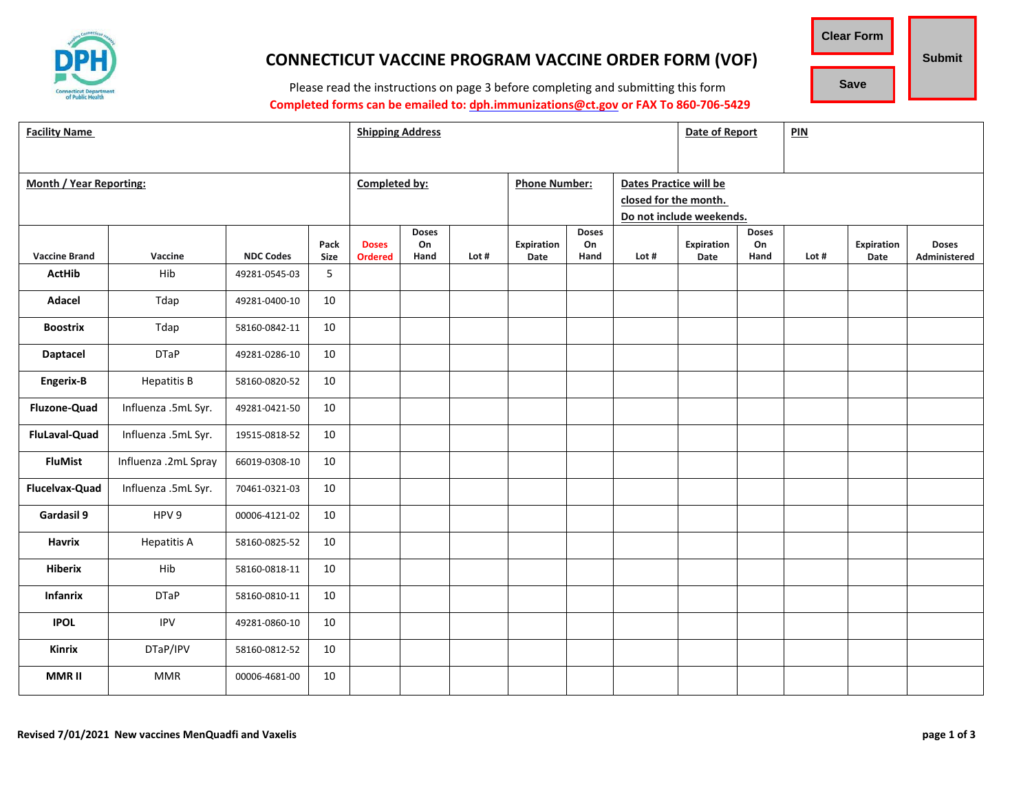# CONNECTICUT VACCINE PROGRAM VACCINE ORDER FORM (VOF)

Clear Form | Save | Submit

Please read the instructions on page 3 before completing and submitting this form

**Completed forms can be emailed to: dph.immunizations@ct.gov or FAX To 860-706-5429**

| Facility Name | Shipping Address | Date of Report | PIN |
|---|---|---|---|
| | | | |

| Month / Year Reporting: | Completed by: | Phone Number: | Dates Practice will be closed for the month. Do not include weekends. |
|---|---|---|---|
| | | | |

| Vaccine Brand | Vaccine | NDC Codes | Pack Size | Doses Ordered | Doses On Hand | Lot # | Expiration Date | Doses On Hand | Lot # | Expiration Date | Doses On Hand | Lot # | Expiration Date | Doses Administered |
|---|---|---|---|---|---|---|---|---|---|---|---|---|---|---|
| **ActHib** | Hib | 49281-0545-03 | 5 | | | | | | | | | | | |
| **Adacel** | Tdap | 49281-0400-10 | 10 | | | | | | | | | | | |
| **Boostrix** | Tdap | 58160-0842-11 | 10 | | | | | | | | | | | |
| **Daptacel** | DTaP | 49281-0286-10 | 10 | | | | | | | | | | | |
| **Engerix-B** | Hepatitis B | 58160-0820-52 | 10 | | | | | | | | | | | |
| **Fluzone-Quad** | Influenza .5mL Syr. | 49281-0421-50 | 10 | | | | | | | | | | | |
| **FluLaval-Quad** | Influenza .5mL Syr. | 19515-0818-52 | 10 | | | | | | | | | | | |
| **FluMist** | Influenza .2mL Spray | 66019-0308-10 | 10 | | | | | | | | | | | |
| **Flucelvax-Quad** | Influenza .5mL Syr. | 70461-0321-03 | 10 | | | | | | | | | | | |
| **Gardasil 9** | HPV 9 | 00006-4121-02 | 10 | | | | | | | | | | | |
| **Havrix** | Hepatitis A | 58160-0825-52 | 10 | | | | | | | | | | | |
| **Hiberix** | Hib | 58160-0818-11 | 10 | | | | | | | | | | | |
| **Infanrix** | DTaP | 58160-0810-11 | 10 | | | | | | | | | | | |
| **IPOL** | IPV | 49281-0860-10 | 10 | | | | | | | | | | | |
| **Kinrix** | DTaP/IPV | 58160-0812-52 | 10 | | | | | | | | | | | |
| **MMR II** | MMR | 00006-4681-00 | 10 | | | | | | | | | | | |

**Revised 7/01/2021 New vaccines MenQuadfi and Vaxelis**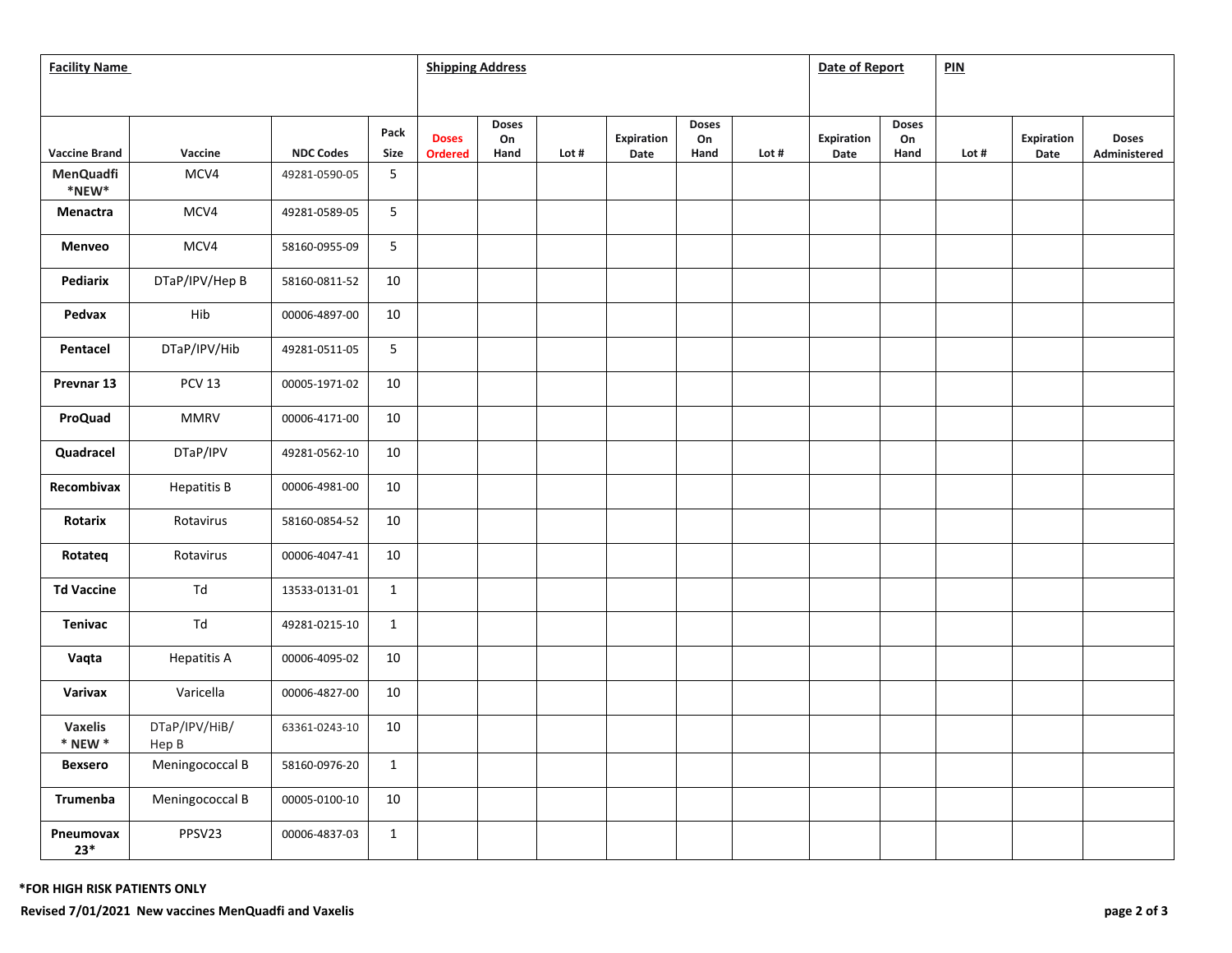| **Facility Name** | | | | **Shipping Address** | | | | | | **Date of Report** | | **PIN** | | |
|---|---|---|---|---|---|---|---|---|---|---|---|---|---|---|
| **Vaccine Brand** | **Vaccine** | **NDC Codes** | **Pack Size** | **Doses Ordered** | **Doses On Hand** | **Lot #** | **Expiration Date** | **Doses On Hand** | **Lot #** | **Expiration Date** | **Doses On Hand** | **Lot #** | **Expiration Date** | **Doses Administered** |
| **MenQuadfi *NEW*** | MCV4 | 49281-0590-05 | 5 | | | | | | | | | | | |
| **Menactra** | MCV4 | 49281-0589-05 | 5 | | | | | | | | | | | |
| **Menveo** | MCV4 | 58160-0955-09 | 5 | | | | | | | | | | | |
| **Pediarix** | DTaP/IPV/Hep B | 58160-0811-52 | 10 | | | | | | | | | | | |
| **Pedvax** | Hib | 00006-4897-00 | 10 | | | | | | | | | | | |
| **Pentacel** | DTaP/IPV/Hib | 49281-0511-05 | 5 | | | | | | | | | | | |
| **Prevnar 13** | PCV 13 | 00005-1971-02 | 10 | | | | | | | | | | | |
| **ProQuad** | MMRV | 00006-4171-00 | 10 | | | | | | | | | | | |
| **Quadracel** | DTaP/IPV | 49281-0562-10 | 10 | | | | | | | | | | | |
| **Recombivax** | Hepatitis B | 00006-4981-00 | 10 | | | | | | | | | | | |
| **Rotarix** | Rotavirus | 58160-0854-52 | 10 | | | | | | | | | | | |
| **Rotateq** | Rotavirus | 00006-4047-41 | 10 | | | | | | | | | | | |
| **Td Vaccine** | Td | 13533-0131-01 | 1 | | | | | | | | | | | |
| **Tenivac** | Td | 49281-0215-10 | 1 | | | | | | | | | | | |
| **Vaqta** | Hepatitis A | 00006-4095-02 | 10 | | | | | | | | | | | |
| **Varivax** | Varicella | 00006-4827-00 | 10 | | | | | | | | | | | |
| **Vaxelis * NEW *** | DTaP/IPV/HiB/ Hep B | 63361-0243-10 | 10 | | | | | | | | | | | |
| **Bexsero** | Meningococcal B | 58160-0976-20 | 1 | | | | | | | | | | | |
| **Trumenba** | Meningococcal B | 00005-0100-10 | 10 | | | | | | | | | | | |
| **Pneumovax 23*** | PPSV23 | 00006-4837-03 | 1 | | | | | | | | | | | |

**\*FOR HIGH RISK PATIENTS ONLY**

**Revised 7/01/2021 New vaccines MenQuadfi and Vaxelis**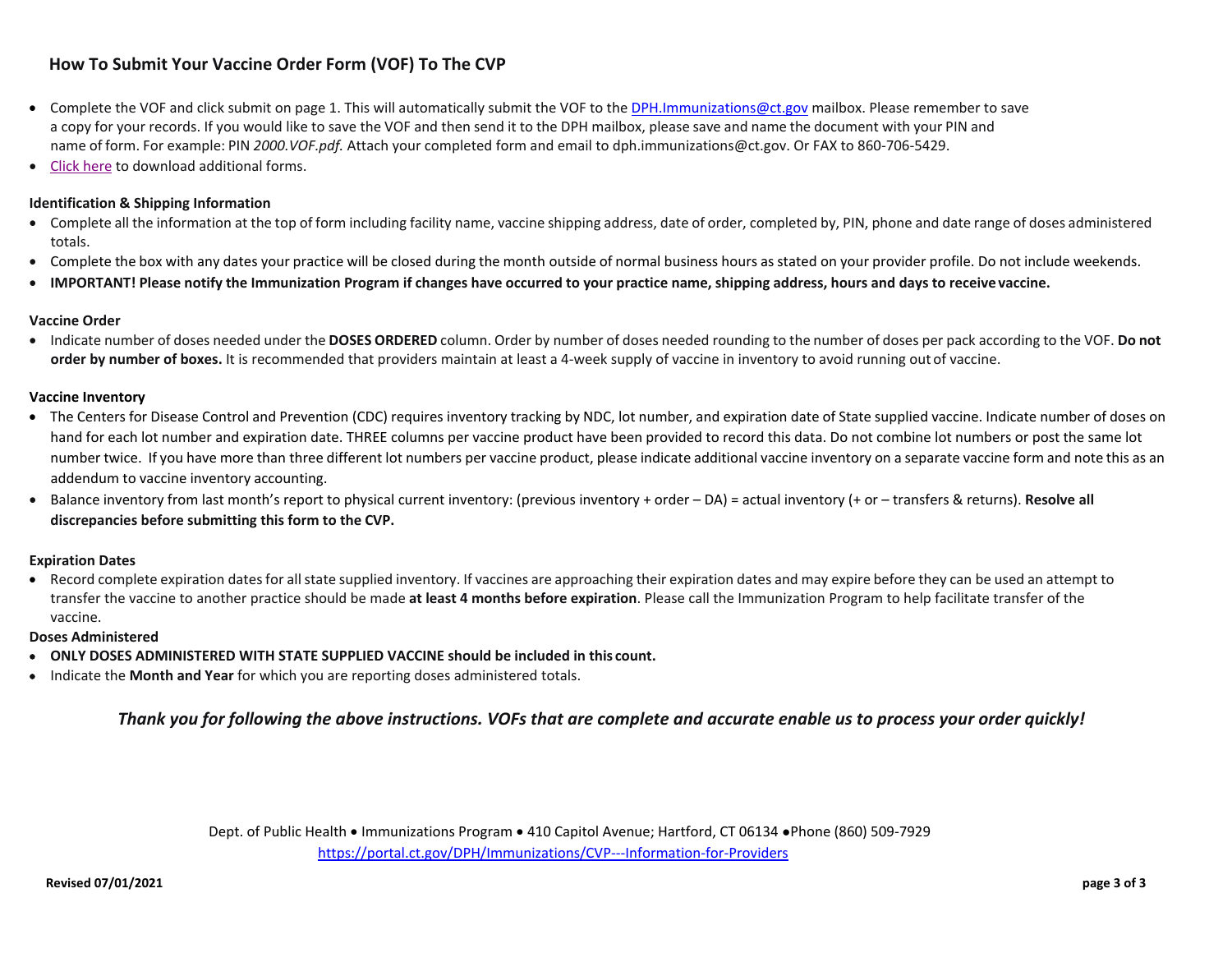## How To Submit Your Vaccine Order Form (VOF) To The CVP

- Complete the VOF and click submit on page 1. This will automatically submit the VOF to the DPH.Immunizations@ct.gov mailbox. Please remember to save a copy for your records. If you would like to save the VOF and then send it to the DPH mailbox, please save and name the document with your PIN and name of form. For example: PIN *2000.VOF.pdf.* Attach your completed form and email to dph.immunizations@ct.gov. Or FAX to 860-706-5429.
- Click here to download additional forms.

### Identification & Shipping Information

- Complete all the information at the top of form including facility name, vaccine shipping address, date of order, completed by, PIN, phone and date range of doses administered totals.
- Complete the box with any dates your practice will be closed during the month outside of normal business hours as stated on your provider profile. Do not include weekends.
- **IMPORTANT! Please notify the Immunization Program if changes have occurred to your practice name, shipping address, hours and days to receive vaccine.**

### Vaccine Order

- Indicate number of doses needed under the **DOSES ORDERED** column. Order by number of doses needed rounding to the number of doses per pack according to the VOF. **Do not order by number of boxes.** It is recommended that providers maintain at least a 4-week supply of vaccine in inventory to avoid running out of vaccine.

### Vaccine Inventory

- The Centers for Disease Control and Prevention (CDC) requires inventory tracking by NDC, lot number, and expiration date of State supplied vaccine. Indicate number of doses on hand for each lot number and expiration date. THREE columns per vaccine product have been provided to record this data. Do not combine lot numbers or post the same lot number twice. If you have more than three different lot numbers per vaccine product, please indicate additional vaccine inventory on a separate vaccine form and note this as an addendum to vaccine inventory accounting.
- Balance inventory from last month's report to physical current inventory: (previous inventory + order – DA) = actual inventory (+ or – transfers & returns). **Resolve all discrepancies before submitting this form to the CVP.**

### Expiration Dates

- Record complete expiration dates for all state supplied inventory. If vaccines are approaching their expiration dates and may expire before they can be used an attempt to transfer the vaccine to another practice should be made **at least 4 months before expiration**. Please call the Immunization Program to help facilitate transfer of the vaccine.

### Doses Administered

- **ONLY DOSES ADMINISTERED WITH STATE SUPPLIED VACCINE should be included in this count.**
- Indicate the **Month and Year** for which you are reporting doses administered totals.

***Thank you for following the above instructions. VOFs that are complete and accurate enable us to process your order quickly!***

Dept. of Public Health • Immunizations Program • 410 Capitol Avenue; Hartford, CT 06134 • Phone (860) 509-7929
https://portal.ct.gov/DPH/Immunizations/CVP---Information-for-Providers

**Revised 07/01/2021**